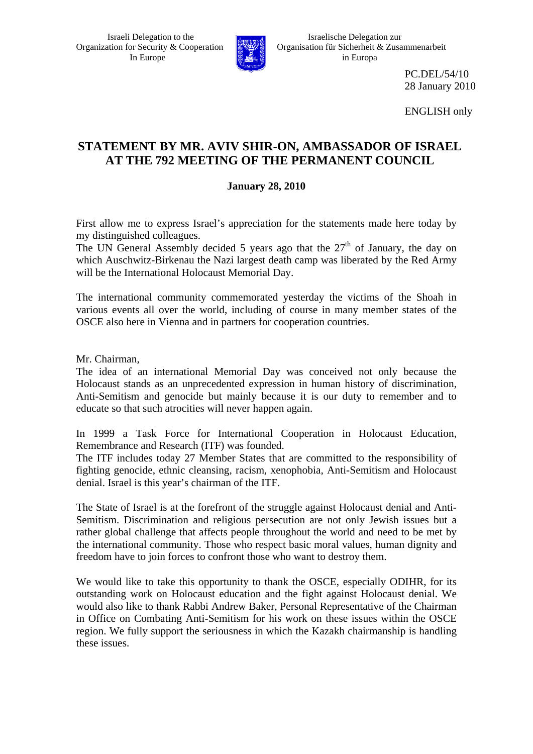Israeli Delegation to the
Organization for Security & Cooperation
In Europe

Israelische Delegation zur
Organisation für Sicherheit & Zusammenarbeit
in Europa

PC.DEL/54/10
28 January 2010

ENGLISH only

# STATEMENT BY MR. AVIV SHIR-ON, AMBASSADOR OF ISRAEL AT THE 792 MEETING OF THE PERMANENT COUNCIL

**January 28, 2010**

First allow me to express Israel's appreciation for the statements made here today by my distinguished colleagues.
The UN General Assembly decided 5 years ago that the 27th of January, the day on which Auschwitz-Birkenau the Nazi largest death camp was liberated by the Red Army will be the International Holocaust Memorial Day.

The international community commemorated yesterday the victims of the Shoah in various events all over the world, including of course in many member states of the OSCE also here in Vienna and in partners for cooperation countries.

Mr. Chairman,
The idea of an international Memorial Day was conceived not only because the Holocaust stands as an unprecedented expression in human history of discrimination, Anti-Semitism and genocide but mainly because it is our duty to remember and to educate so that such atrocities will never happen again.

In 1999 a Task Force for International Cooperation in Holocaust Education, Remembrance and Research (ITF) was founded.
The ITF includes today 27 Member States that are committed to the responsibility of fighting genocide, ethnic cleansing, racism, xenophobia, Anti-Semitism and Holocaust denial. Israel is this year's chairman of the ITF.

The State of Israel is at the forefront of the struggle against Holocaust denial and Anti-Semitism. Discrimination and religious persecution are not only Jewish issues but a rather global challenge that affects people throughout the world and need to be met by the international community. Those who respect basic moral values, human dignity and freedom have to join forces to confront those who want to destroy them.

We would like to take this opportunity to thank the OSCE, especially ODIHR, for its outstanding work on Holocaust education and the fight against Holocaust denial. We would also like to thank Rabbi Andrew Baker, Personal Representative of the Chairman in Office on Combating Anti-Semitism for his work on these issues within the OSCE region. We fully support the seriousness in which the Kazakh chairmanship is handling these issues.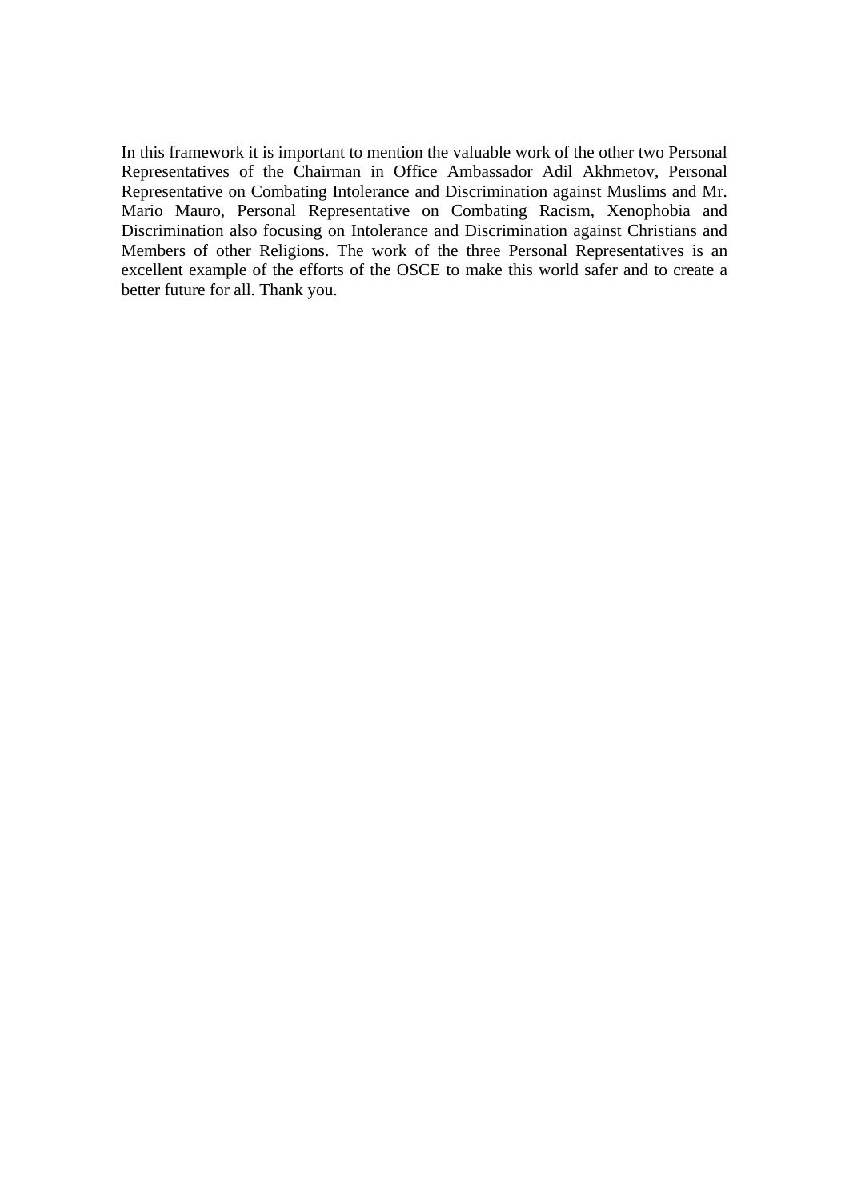In this framework it is important to mention the valuable work of the other two Personal Representatives of the Chairman in Office Ambassador Adil Akhmetov, Personal Representative on Combating Intolerance and Discrimination against Muslims and Mr. Mario Mauro, Personal Representative on Combating Racism, Xenophobia and Discrimination also focusing on Intolerance and Discrimination against Christians and Members of other Religions. The work of the three Personal Representatives is an excellent example of the efforts of the OSCE to make this world safer and to create a better future for all. Thank you.